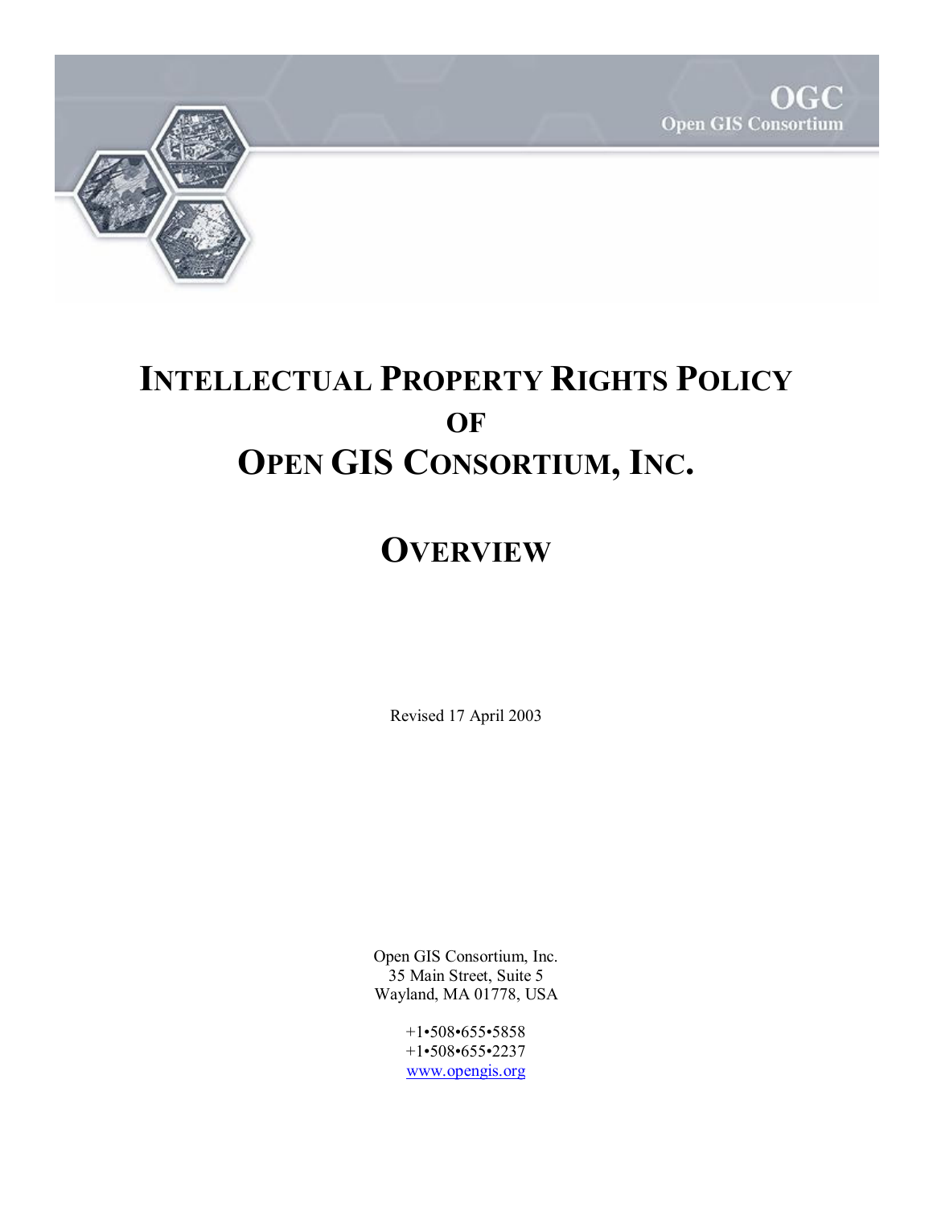OGC
Open GIS Consortium

# INTELLECTUAL PROPERTY RIGHTS POLICY OF OPEN GIS CONSORTIUM, INC.

# OVERVIEW

Revised 17 April 2003

Open GIS Consortium, Inc.
35 Main Street, Suite 5
Wayland, MA 01778, USA

+1•508•655•5858
+1•508•655•2237
www.opengis.org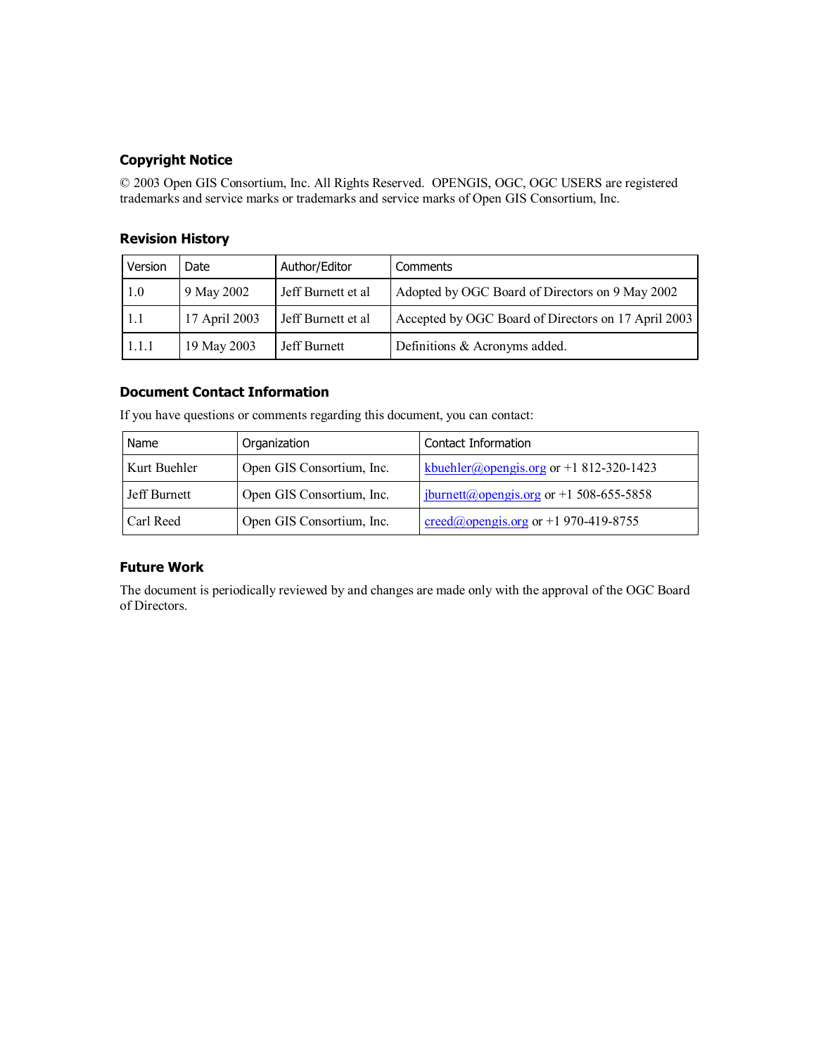### Copyright Notice

© 2003 Open GIS Consortium, Inc. All Rights Reserved. OPENGIS, OGC, OGC USERS are registered trademarks and service marks or trademarks and service marks of Open GIS Consortium, Inc.

### Revision History

| Version | Date | Author/Editor | Comments |
|---|---|---|---|
| 1.0 | 9 May 2002 | Jeff Burnett et al | Adopted by OGC Board of Directors on 9 May 2002 |
| 1.1 | 17 April 2003 | Jeff Burnett et al | Accepted by OGC Board of Directors on 17 April 2003 |
| 1.1.1 | 19 May 2003 | Jeff Burnett | Definitions & Acronyms added. |

### Document Contact Information

If you have questions or comments regarding this document, you can contact:

| Name | Organization | Contact Information |
|---|---|---|
| Kurt Buehler | Open GIS Consortium, Inc. | kbuehler@opengis.org or +1 812-320-1423 |
| Jeff Burnett | Open GIS Consortium, Inc. | jburnett@opengis.org or +1 508-655-5858 |
| Carl Reed | Open GIS Consortium, Inc. | creed@opengis.org or +1 970-419-8755 |

### Future Work

The document is periodically reviewed by and changes are made only with the approval of the OGC Board of Directors.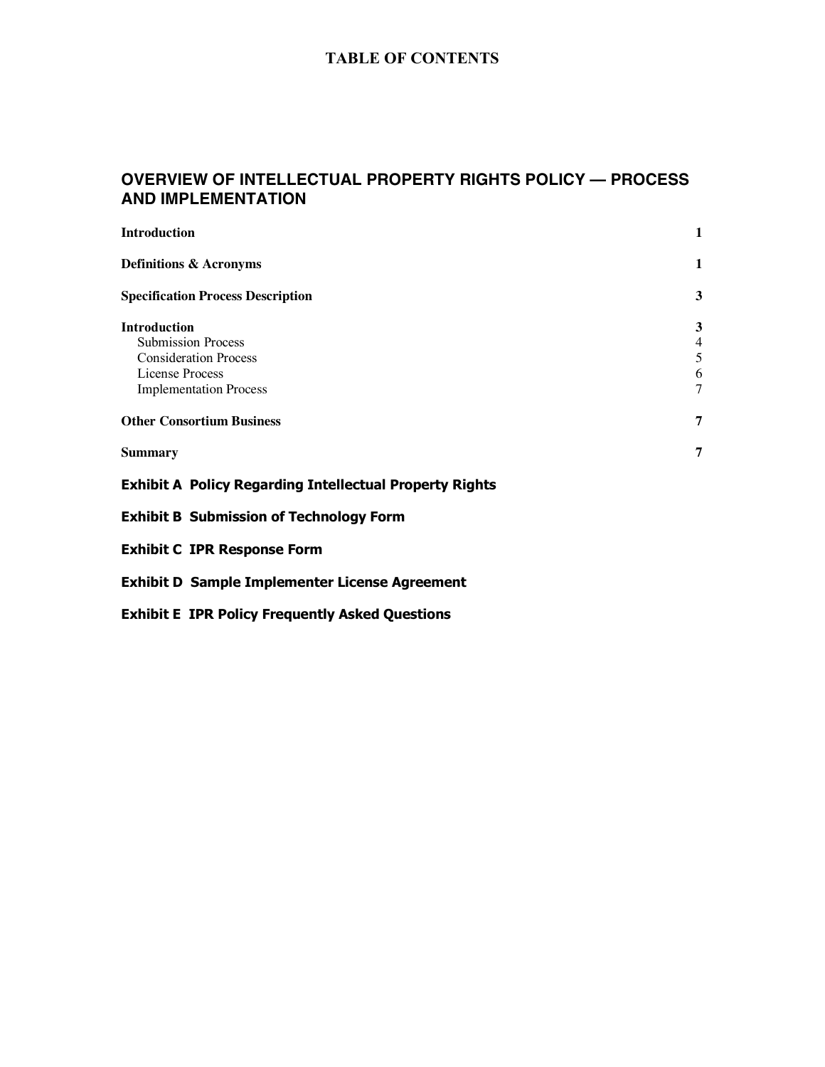# TABLE OF CONTENTS

## OVERVIEW OF INTELLECTUAL PROPERTY RIGHTS POLICY — PROCESS AND IMPLEMENTATION

| | |
|---|---|
| **Introduction** | **1** |
| **Definitions & Acronyms** | **1** |
| **Specification Process Description** | **3** |
| **Introduction** | **3** |
| Submission Process | 4 |
| Consideration Process | 5 |
| License Process | 6 |
| Implementation Process | 7 |
| **Other Consortium Business** | **7** |
| **Summary** | **7** |

**Exhibit A Policy Regarding Intellectual Property Rights**

**Exhibit B Submission of Technology Form**

**Exhibit C IPR Response Form**

**Exhibit D Sample Implementer License Agreement**

**Exhibit E IPR Policy Frequently Asked Questions**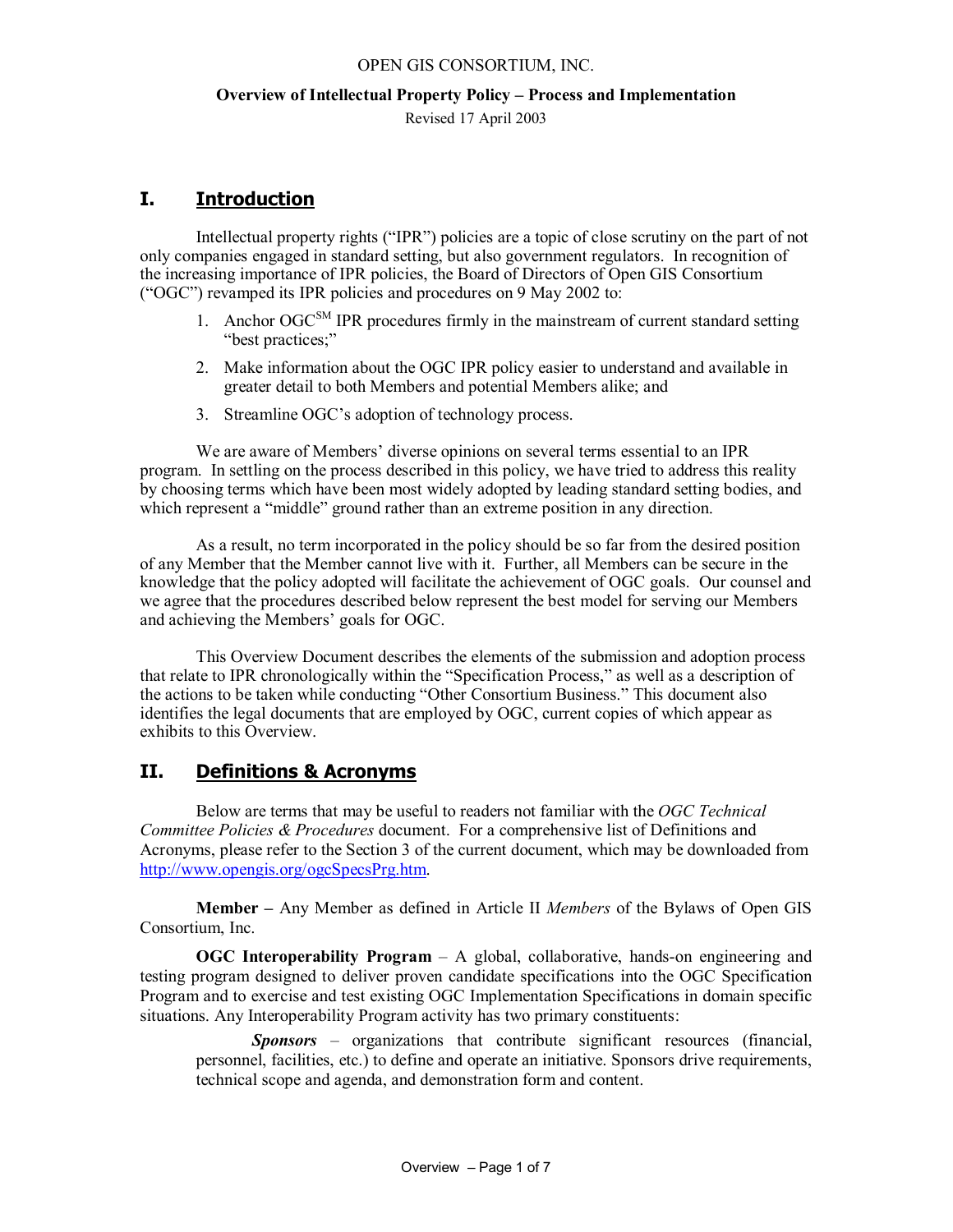OPEN GIS CONSORTIUM, INC.

**Overview of Intellectual Property Policy – Process and Implementation**

Revised 17 April 2003

# I. Introduction

Intellectual property rights ("IPR") policies are a topic of close scrutiny on the part of not only companies engaged in standard setting, but also government regulators. In recognition of the increasing importance of IPR policies, the Board of Directors of Open GIS Consortium ("OGC") revamped its IPR policies and procedures on 9 May 2002 to:

1. Anchor OGC[SM] IPR procedures firmly in the mainstream of current standard setting "best practices;"
2. Make information about the OGC IPR policy easier to understand and available in greater detail to both Members and potential Members alike; and
3. Streamline OGC's adoption of technology process.

We are aware of Members' diverse opinions on several terms essential to an IPR program. In settling on the process described in this policy, we have tried to address this reality by choosing terms which have been most widely adopted by leading standard setting bodies, and which represent a "middle" ground rather than an extreme position in any direction.

As a result, no term incorporated in the policy should be so far from the desired position of any Member that the Member cannot live with it. Further, all Members can be secure in the knowledge that the policy adopted will facilitate the achievement of OGC goals. Our counsel and we agree that the procedures described below represent the best model for serving our Members and achieving the Members' goals for OGC.

This Overview Document describes the elements of the submission and adoption process that relate to IPR chronologically within the "Specification Process," as well as a description of the actions to be taken while conducting "Other Consortium Business." This document also identifies the legal documents that are employed by OGC, current copies of which appear as exhibits to this Overview.

# II. Definitions & Acronyms

Below are terms that may be useful to readers not familiar with the *OGC Technical Committee Policies & Procedures* document. For a comprehensive list of Definitions and Acronyms, please refer to the Section 3 of the current document, which may be downloaded from http://www.opengis.org/ogcSpecsPrg.htm.

**Member –** Any Member as defined in Article II *Members* of the Bylaws of Open GIS Consortium, Inc.

**OGC Interoperability Program** – A global, collaborative, hands-on engineering and testing program designed to deliver proven candidate specifications into the OGC Specification Program and to exercise and test existing OGC Implementation Specifications in domain specific situations. Any Interoperability Program activity has two primary constituents:

> ***Sponsors*** – organizations that contribute significant resources (financial, personnel, facilities, etc.) to define and operate an initiative. Sponsors drive requirements, technical scope and agenda, and demonstration form and content.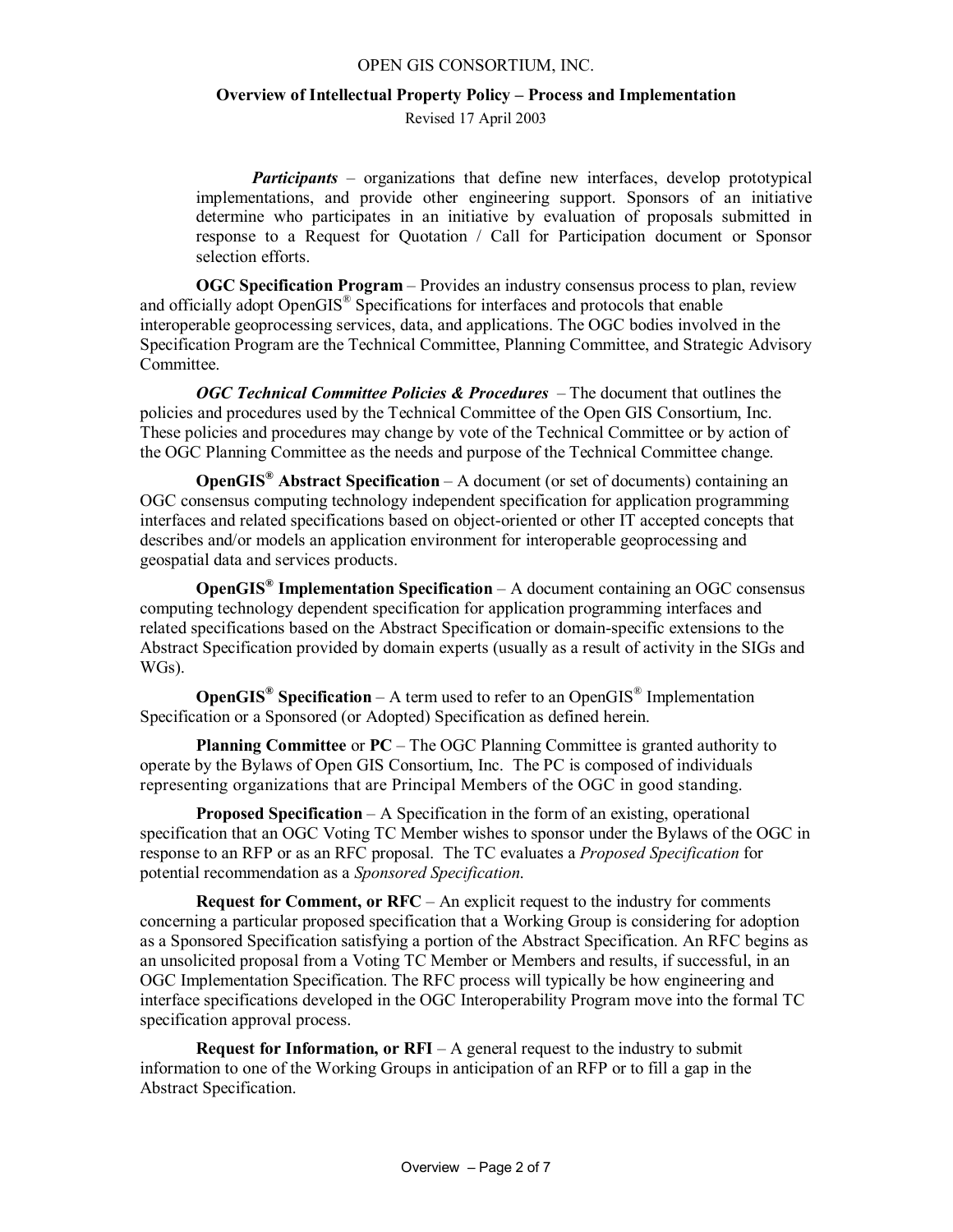***Participants*** – organizations that define new interfaces, develop prototypical implementations, and provide other engineering support. Sponsors of an initiative determine who participates in an initiative by evaluation of proposals submitted in response to a Request for Quotation / Call for Participation document or Sponsor selection efforts.

**OGC Specification Program** – Provides an industry consensus process to plan, review and officially adopt OpenGIS® Specifications for interfaces and protocols that enable interoperable geoprocessing services, data, and applications. The OGC bodies involved in the Specification Program are the Technical Committee, Planning Committee, and Strategic Advisory Committee.

***OGC Technical Committee Policies & Procedures*** – The document that outlines the policies and procedures used by the Technical Committee of the Open GIS Consortium, Inc. These policies and procedures may change by vote of the Technical Committee or by action of the OGC Planning Committee as the needs and purpose of the Technical Committee change.

**OpenGIS® Abstract Specification** – A document (or set of documents) containing an OGC consensus computing technology independent specification for application programming interfaces and related specifications based on object-oriented or other IT accepted concepts that describes and/or models an application environment for interoperable geoprocessing and geospatial data and services products.

**OpenGIS® Implementation Specification** – A document containing an OGC consensus computing technology dependent specification for application programming interfaces and related specifications based on the Abstract Specification or domain-specific extensions to the Abstract Specification provided by domain experts (usually as a result of activity in the SIGs and WGs).

**OpenGIS® Specification** – A term used to refer to an OpenGIS® Implementation Specification or a Sponsored (or Adopted) Specification as defined herein.

**Planning Committee** or **PC** – The OGC Planning Committee is granted authority to operate by the Bylaws of Open GIS Consortium, Inc. The PC is composed of individuals representing organizations that are Principal Members of the OGC in good standing.

**Proposed Specification** – A Specification in the form of an existing, operational specification that an OGC Voting TC Member wishes to sponsor under the Bylaws of the OGC in response to an RFP or as an RFC proposal. The TC evaluates a *Proposed Specification* for potential recommendation as a *Sponsored Specification*.

**Request for Comment, or RFC** – An explicit request to the industry for comments concerning a particular proposed specification that a Working Group is considering for adoption as a Sponsored Specification satisfying a portion of the Abstract Specification. An RFC begins as an unsolicited proposal from a Voting TC Member or Members and results, if successful, in an OGC Implementation Specification. The RFC process will typically be how engineering and interface specifications developed in the OGC Interoperability Program move into the formal TC specification approval process.

**Request for Information, or RFI** – A general request to the industry to submit information to one of the Working Groups in anticipation of an RFP or to fill a gap in the Abstract Specification.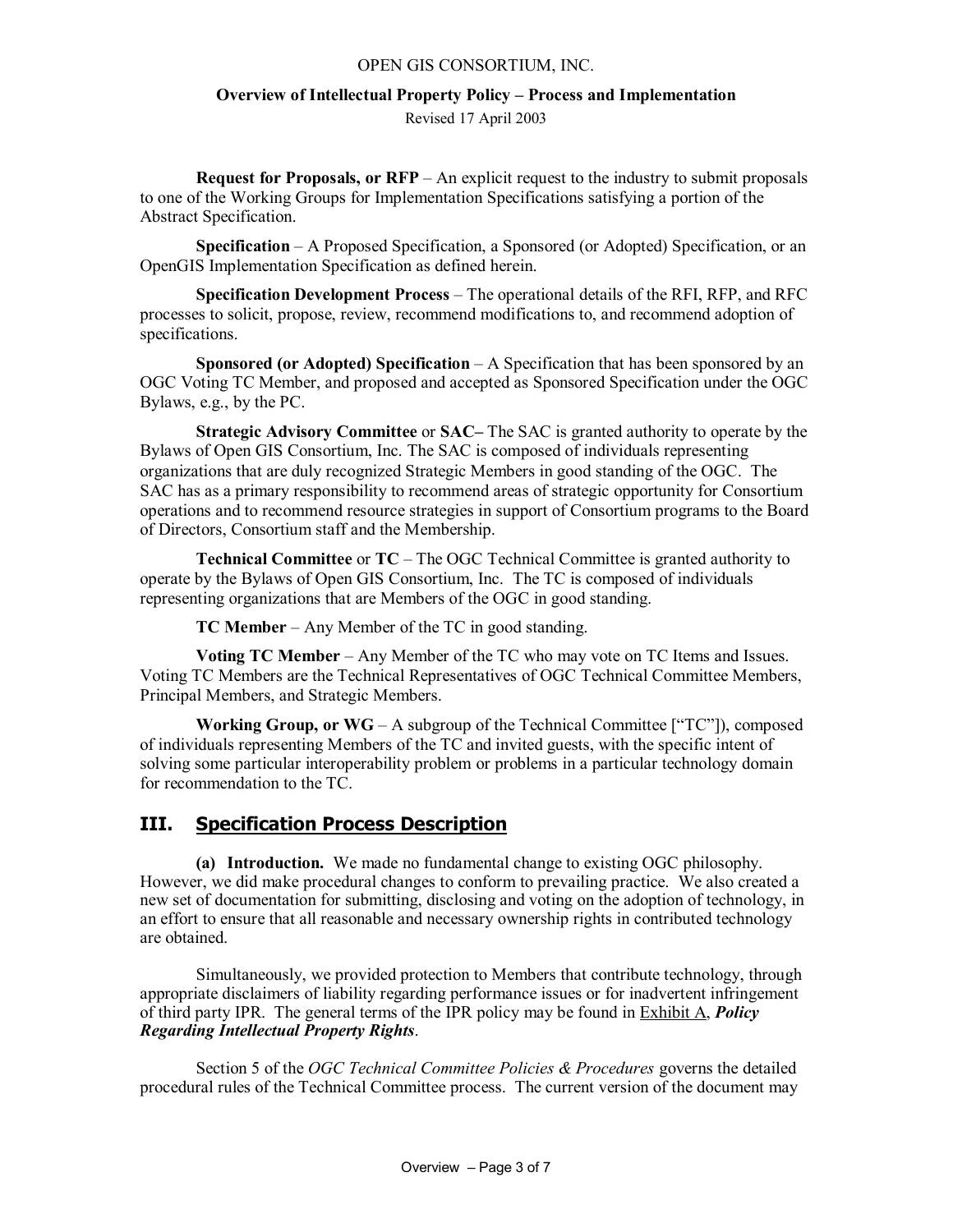**Request for Proposals, or RFP** – An explicit request to the industry to submit proposals to one of the Working Groups for Implementation Specifications satisfying a portion of the Abstract Specification.

**Specification** – A Proposed Specification, a Sponsored (or Adopted) Specification, or an OpenGIS Implementation Specification as defined herein.

**Specification Development Process** – The operational details of the RFI, RFP, and RFC processes to solicit, propose, review, recommend modifications to, and recommend adoption of specifications.

**Sponsored (or Adopted) Specification** – A Specification that has been sponsored by an OGC Voting TC Member, and proposed and accepted as Sponsored Specification under the OGC Bylaws, e.g., by the PC.

**Strategic Advisory Committee** or **SAC–** The SAC is granted authority to operate by the Bylaws of Open GIS Consortium, Inc. The SAC is composed of individuals representing organizations that are duly recognized Strategic Members in good standing of the OGC. The SAC has as a primary responsibility to recommend areas of strategic opportunity for Consortium operations and to recommend resource strategies in support of Consortium programs to the Board of Directors, Consortium staff and the Membership.

**Technical Committee** or **TC** – The OGC Technical Committee is granted authority to operate by the Bylaws of Open GIS Consortium, Inc. The TC is composed of individuals representing organizations that are Members of the OGC in good standing.

**TC Member** – Any Member of the TC in good standing.

**Voting TC Member** – Any Member of the TC who may vote on TC Items and Issues. Voting TC Members are the Technical Representatives of OGC Technical Committee Members, Principal Members, and Strategic Members.

**Working Group, or WG** – A subgroup of the Technical Committee ["TC"]), composed of individuals representing Members of the TC and invited guests, with the specific intent of solving some particular interoperability problem or problems in a particular technology domain for recommendation to the TC.

## III. Specification Process Description

**(a) Introduction.** We made no fundamental change to existing OGC philosophy. However, we did make procedural changes to conform to prevailing practice. We also created a new set of documentation for submitting, disclosing and voting on the adoption of technology, in an effort to ensure that all reasonable and necessary ownership rights in contributed technology are obtained.

Simultaneously, we provided protection to Members that contribute technology, through appropriate disclaimers of liability regarding performance issues or for inadvertent infringement of third party IPR. The general terms of the IPR policy may be found in Exhibit A, ***Policy Regarding Intellectual Property Rights***.

Section 5 of the *OGC Technical Committee Policies & Procedures* governs the detailed procedural rules of the Technical Committee process. The current version of the document may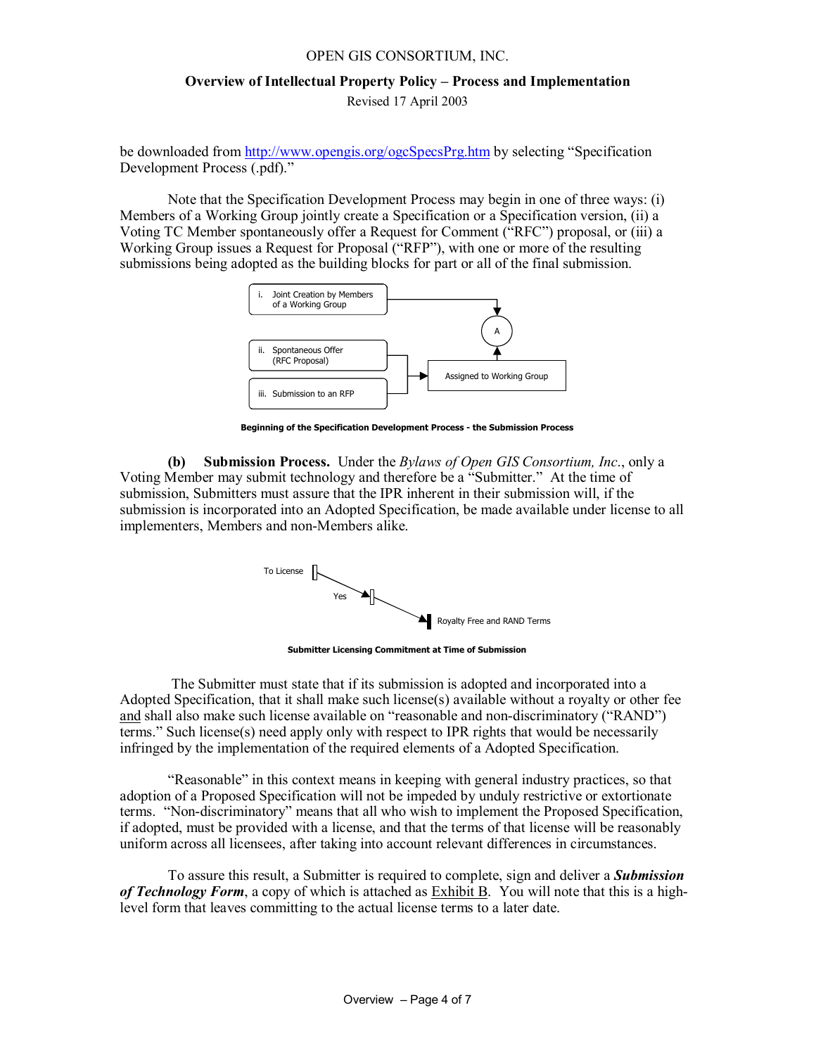be downloaded from [http://www.opengis.org/ogcSpecsPrg.htm](http://www.opengis.org/ogcSpecsPrg.htm) by selecting "Specification Development Process (.pdf)."

Note that the Specification Development Process may begin in one of three ways: (i) Members of a Working Group jointly create a Specification or a Specification version, (ii) a Voting TC Member spontaneously offer a Request for Comment ("RFC") proposal, or (iii) a Working Group issues a Request for Proposal ("RFP"), with one or more of the resulting submissions being adopted as the building blocks for part or all of the final submission.

i. Joint Creation by Members of a Working Group

ii. Spontaneous Offer (RFC Proposal)

iii. Submission to an RFP

Assigned to Working Group

A

**Beginning of the Specification Development Process - the Submission Process**

**(b) Submission Process.** Under the *Bylaws of Open GIS Consortium, Inc*., only a Voting Member may submit technology and therefore be a "Submitter." At the time of submission, Submitters must assure that the IPR inherent in their submission will, if the submission is incorporated into an Adopted Specification, be made available under license to all implementers, Members and non-Members alike.

To License

Yes

Royalty Free and RAND Terms

**Submitter Licensing Commitment at Time of Submission**

The Submitter must state that if its submission is adopted and incorporated into a Adopted Specification, that it shall make such license(s) available without a royalty or other fee and shall also make such license available on "reasonable and non-discriminatory ("RAND") terms." Such license(s) need apply only with respect to IPR rights that would be necessarily infringed by the implementation of the required elements of a Adopted Specification.

"Reasonable" in this context means in keeping with general industry practices, so that adoption of a Proposed Specification will not be impeded by unduly restrictive or extortionate terms. "Non-discriminatory" means that all who wish to implement the Proposed Specification, if adopted, must be provided with a license, and that the terms of that license will be reasonably uniform across all licensees, after taking into account relevant differences in circumstances.

To assure this result, a Submitter is required to complete, sign and deliver a ***Submission of Technology Form***, a copy of which is attached as Exhibit B. You will note that this is a high-level form that leaves committing to the actual license terms to a later date.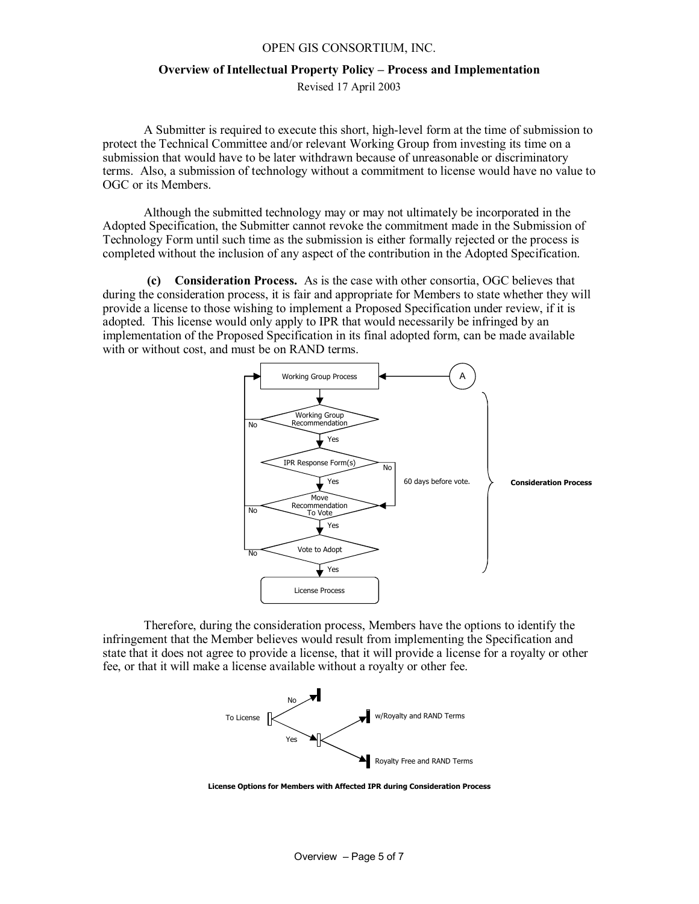A Submitter is required to execute this short, high-level form at the time of submission to protect the Technical Committee and/or relevant Working Group from investing its time on a submission that would have to be later withdrawn because of unreasonable or discriminatory terms. Also, a submission of technology without a commitment to license would have no value to OGC or its Members.

Although the submitted technology may or may not ultimately be incorporated in the Adopted Specification, the Submitter cannot revoke the commitment made in the Submission of Technology Form until such time as the submission is either formally rejected or the process is completed without the inclusion of any aspect of the contribution in the Adopted Specification.

**(c) Consideration Process.** As is the case with other consortia, OGC believes that during the consideration process, it is fair and appropriate for Members to state whether they will provide a license to those wishing to implement a Proposed Specification under review, if it is adopted. This license would only apply to IPR that would necessarily be infringed by an implementation of the Proposed Specification in its final adopted form, can be made available with or without cost, and must be on RAND terms.

Working Group Process ← A

Working Group Recommendation (No → Working Group Process; Yes ↓)

IPR Response Form(s) (Yes ↓; No → Move Recommendation To Vote) — 60 days before vote.

Move Recommendation To Vote (No → Working Group Process; Yes ↓)

Vote to Adopt (No → Working Group Process; Yes ↓)

License Process

**Consideration Process**

Therefore, during the consideration process, Members have the options to identify the infringement that the Member believes would result from implementing the Specification and state that it does not agree to provide a license, that it will provide a license for a royalty or other fee, or that it will make a license available without a royalty or other fee.

To License → No; Yes → w/Royalty and RAND Terms; Royalty Free and RAND Terms

**License Options for Members with Affected IPR during Consideration Process**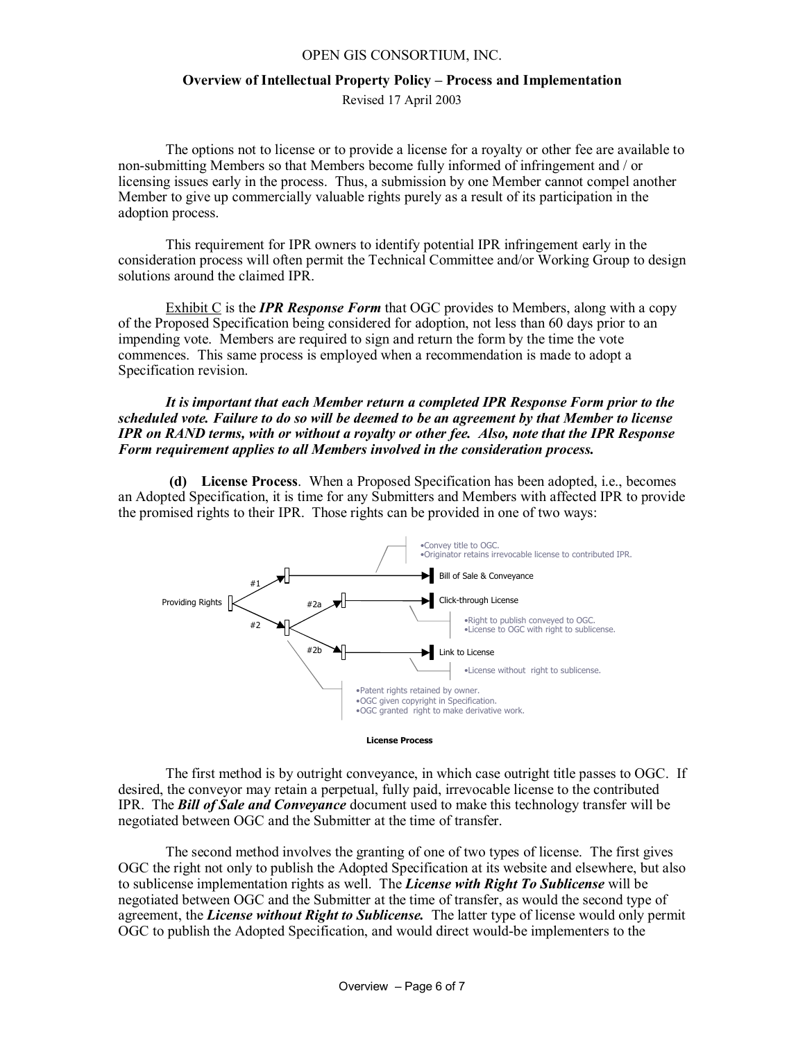The options not to license or to provide a license for a royalty or other fee are available to non-submitting Members so that Members become fully informed of infringement and / or licensing issues early in the process. Thus, a submission by one Member cannot compel another Member to give up commercially valuable rights purely as a result of its participation in the adoption process.

This requirement for IPR owners to identify potential IPR infringement early in the consideration process will often permit the Technical Committee and/or Working Group to design solutions around the claimed IPR.

Exhibit C is the ***IPR Response Form*** that OGC provides to Members, along with a copy of the Proposed Specification being considered for adoption, not less than 60 days prior to an impending vote. Members are required to sign and return the form by the time the vote commences. This same process is employed when a recommendation is made to adopt a Specification revision.

***It is important that each Member return a completed IPR Response Form prior to the scheduled vote. Failure to do so will be deemed to be an agreement by that Member to license IPR on RAND terms, with or without a royalty or other fee. Also, note that the IPR Response Form requirement applies to all Members involved in the consideration process.***

**(d) License Process**. When a Proposed Specification has been adopted, i.e., becomes an Adopted Specification, it is time for any Submitters and Members with affected IPR to provide the promised rights to their IPR. Those rights can be provided in one of two ways:

Providing Rights

- #1 → Bill of Sale & Conveyance
  - •Convey title to OGC.
  - •Originator retains irrevocable license to contributed IPR.
- #2
  - •Patent rights retained by owner.
  - •OGC given copyright in Specification.
  - •OGC granted right to make derivative work.
  - #2a → Click-through License
    - •Right to publish conveyed to OGC.
    - •License to OGC with right to sublicense.
  - #2b → Link to License
    - •License without right to sublicense.

**License Process**

The first method is by outright conveyance, in which case outright title passes to OGC. If desired, the conveyor may retain a perpetual, fully paid, irrevocable license to the contributed IPR. The ***Bill of Sale and Conveyance*** document used to make this technology transfer will be negotiated between OGC and the Submitter at the time of transfer.

The second method involves the granting of one of two types of license. The first gives OGC the right not only to publish the Adopted Specification at its website and elsewhere, but also to sublicense implementation rights as well. The ***License with Right To Sublicense*** will be negotiated between OGC and the Submitter at the time of transfer, as would the second type of agreement, the ***License without Right to Sublicense.*** The latter type of license would only permit OGC to publish the Adopted Specification, and would direct would-be implementers to the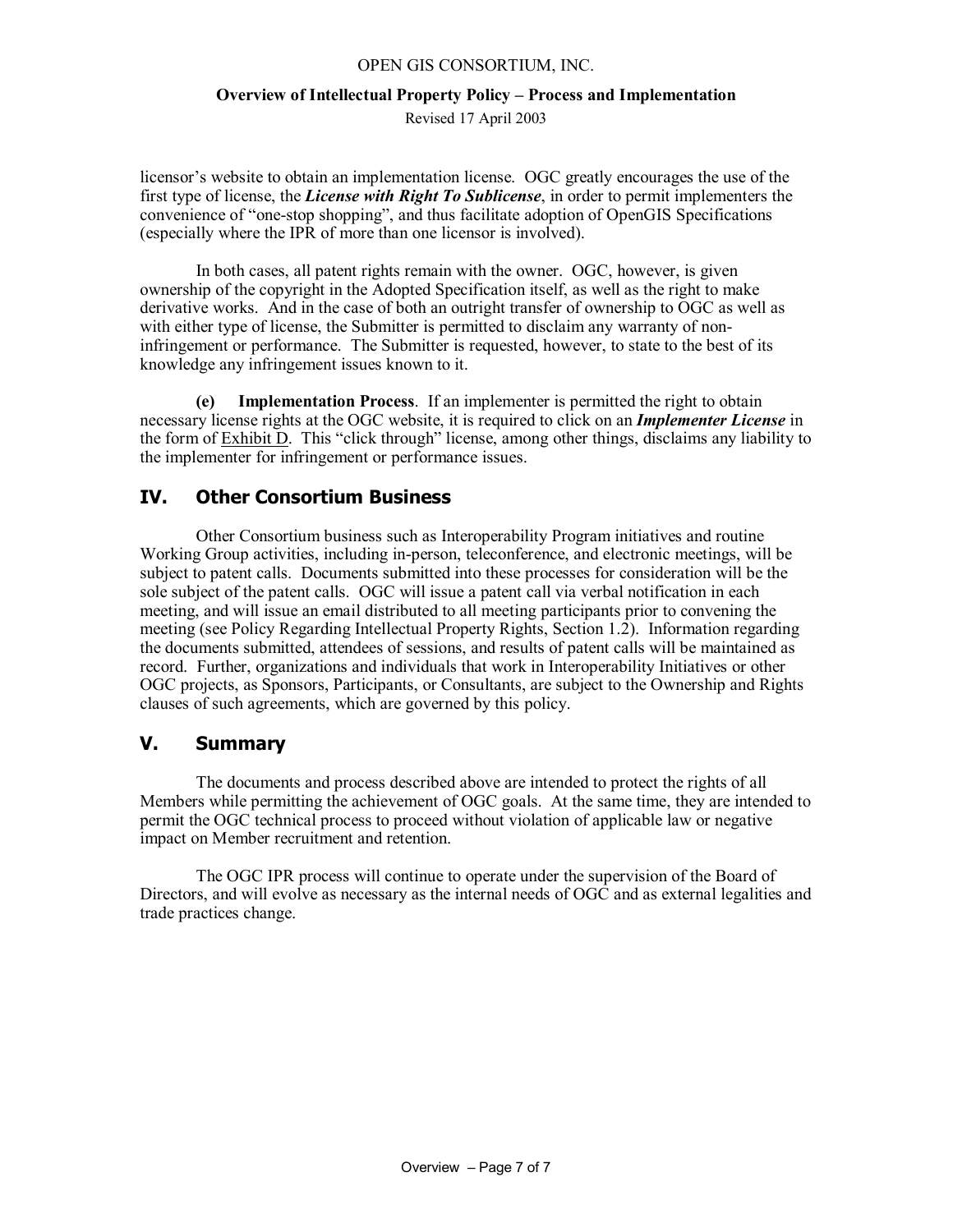licensor's website to obtain an implementation license. OGC greatly encourages the use of the first type of license, the ***License with Right To Sublicense***, in order to permit implementers the convenience of "one-stop shopping", and thus facilitate adoption of OpenGIS Specifications (especially where the IPR of more than one licensor is involved).

In both cases, all patent rights remain with the owner. OGC, however, is given ownership of the copyright in the Adopted Specification itself, as well as the right to make derivative works. And in the case of both an outright transfer of ownership to OGC as well as with either type of license, the Submitter is permitted to disclaim any warranty of non-infringement or performance. The Submitter is requested, however, to state to the best of its knowledge any infringement issues known to it.

**(e) Implementation Process**. If an implementer is permitted the right to obtain necessary license rights at the OGC website, it is required to click on an ***Implementer License*** in the form of Exhibit D. This "click through" license, among other things, disclaims any liability to the implementer for infringement or performance issues.

## IV. Other Consortium Business

Other Consortium business such as Interoperability Program initiatives and routine Working Group activities, including in-person, teleconference, and electronic meetings, will be subject to patent calls. Documents submitted into these processes for consideration will be the sole subject of the patent calls. OGC will issue a patent call via verbal notification in each meeting, and will issue an email distributed to all meeting participants prior to convening the meeting (see Policy Regarding Intellectual Property Rights, Section 1.2). Information regarding the documents submitted, attendees of sessions, and results of patent calls will be maintained as record. Further, organizations and individuals that work in Interoperability Initiatives or other OGC projects, as Sponsors, Participants, or Consultants, are subject to the Ownership and Rights clauses of such agreements, which are governed by this policy.

## V. Summary

The documents and process described above are intended to protect the rights of all Members while permitting the achievement of OGC goals. At the same time, they are intended to permit the OGC technical process to proceed without violation of applicable law or negative impact on Member recruitment and retention.

The OGC IPR process will continue to operate under the supervision of the Board of Directors, and will evolve as necessary as the internal needs of OGC and as external legalities and trade practices change.